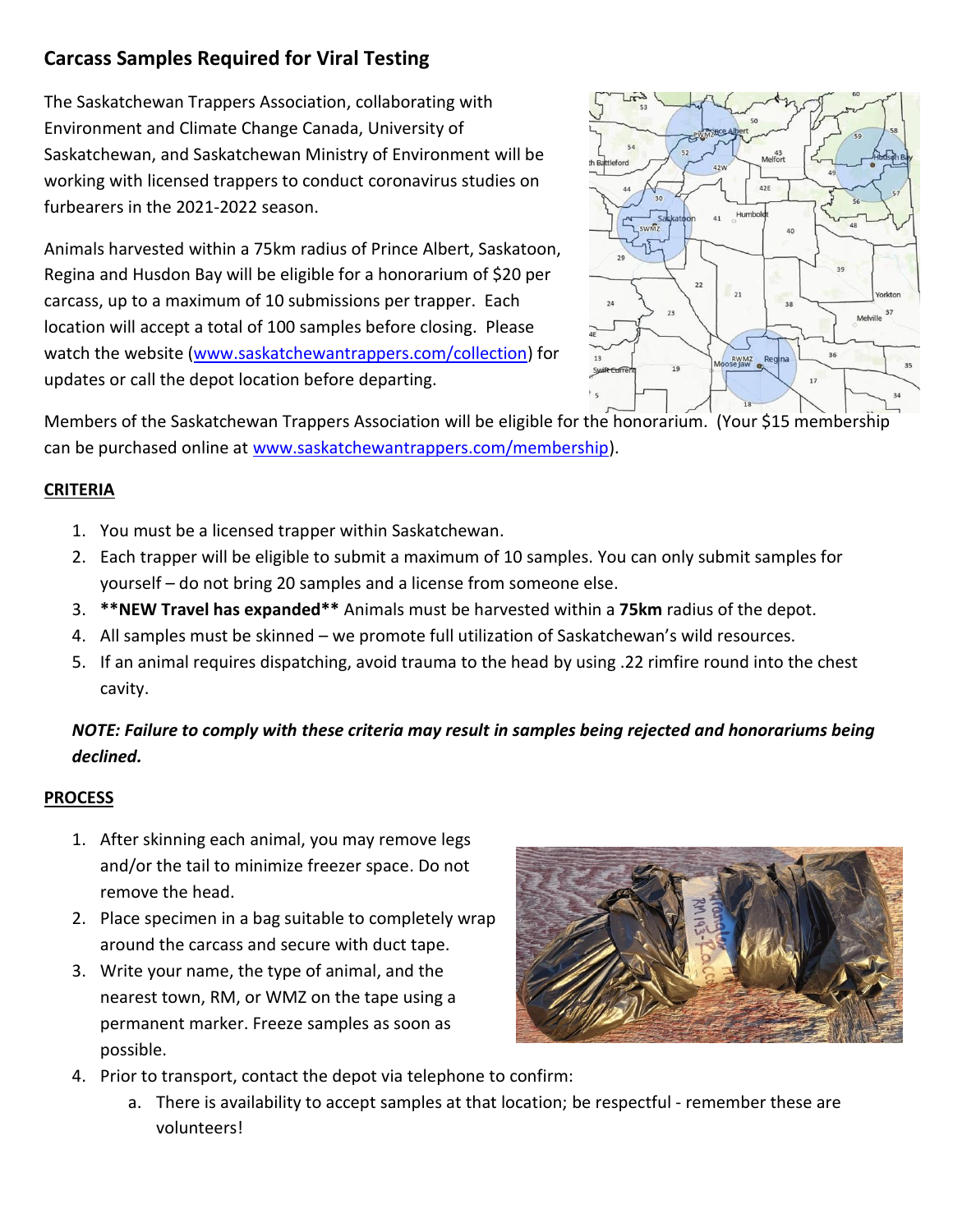## Carcass Samples Required for Viral Testing

The Saskatchewan Trappers Association, collaborating with Environment and Climate Change Canada, University of Saskatchewan, and Saskatchewan Ministry of Environment will be working with licensed trappers to conduct coronavirus studies on furbearers in the 2021-2022 season.

Animals harvested within a 75km radius of Prince Albert, Saskatoon, Regina and Husdon Bay will be eligible for a honorarium of $20 per carcass, up to a maximum of 10 submissions per trapper. Each location will accept a total of 100 samples before closing. Please watch the website ([www.saskatchewantrappers.com/collection](www.saskatchewantrappers.com/collection)) for updates or call the depot location before departing.

Members of the Saskatchewan Trappers Association will be eligible for the honorarium. (Your $15 membership can be purchased online at [www.saskatchewantrappers.com/membership](www.saskatchewantrappers.com/membership)).

### CRITERIA

1. You must be a licensed trapper within Saskatchewan.
2. Each trapper will be eligible to submit a maximum of 10 samples. You can only submit samples for yourself – do not bring 20 samples and a license from someone else.
3. **\*\*NEW Travel has expanded\*\*** Animals must be harvested within a **75km** radius of the depot.
4. All samples must be skinned – we promote full utilization of Saskatchewan's wild resources.
5. If an animal requires dispatching, avoid trauma to the head by using .22 rimfire round into the chest cavity.

***NOTE: Failure to comply with these criteria may result in samples being rejected and honorariums being declined.***

### PROCESS

1. After skinning each animal, you may remove legs and/or the tail to minimize freezer space. Do not remove the head.
2. Place specimen in a bag suitable to completely wrap around the carcass and secure with duct tape.
3. Write your name, the type of animal, and the nearest town, RM, or WMZ on the tape using a permanent marker. Freeze samples as soon as possible.
4. Prior to transport, contact the depot via telephone to confirm:
   a. There is availability to accept samples at that location; be respectful - remember these are volunteers!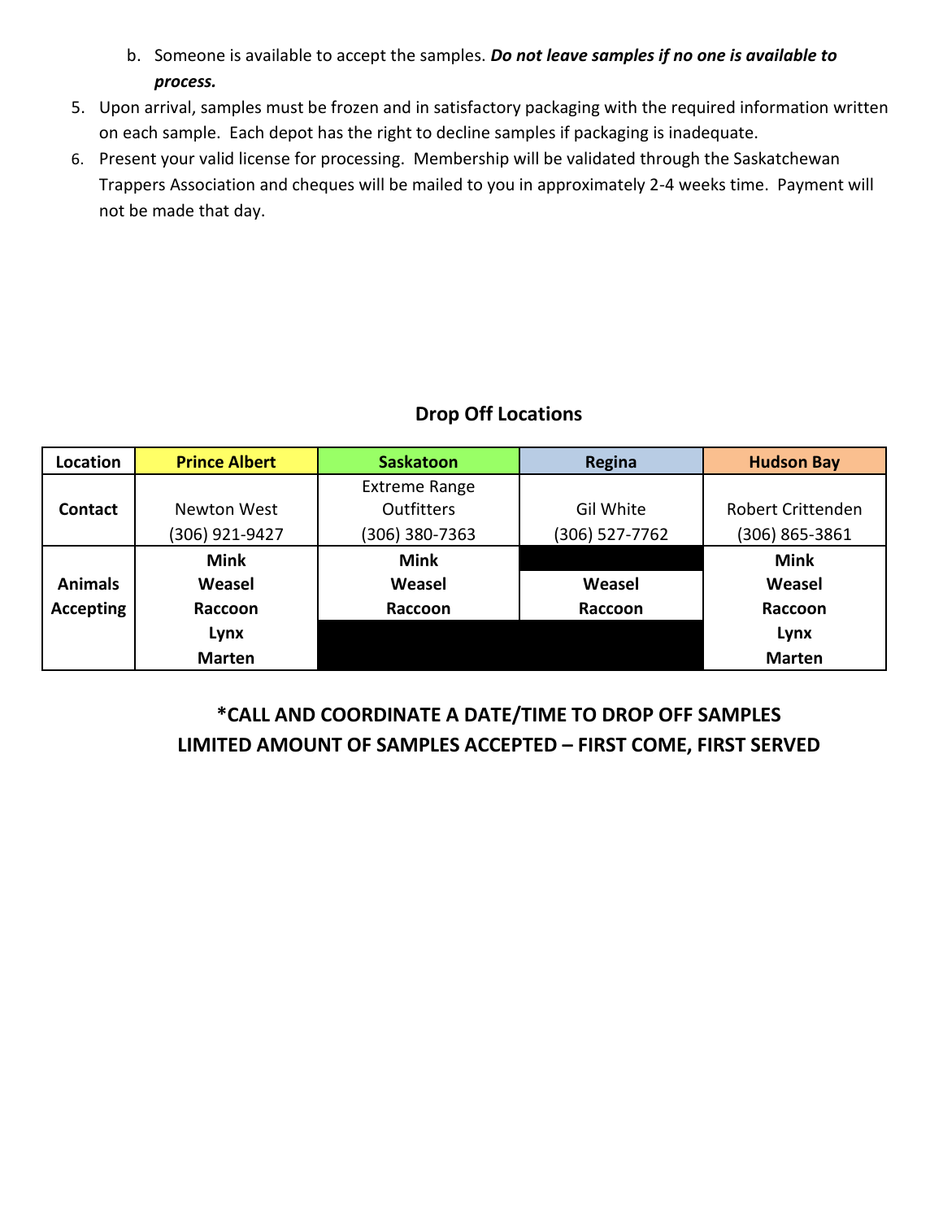b. Someone is available to accept the samples. ***Do not leave samples if no one is available to process.***

5. Upon arrival, samples must be frozen and in satisfactory packaging with the required information written on each sample. Each depot has the right to decline samples if packaging is inadequate.
6. Present your valid license for processing. Membership will be validated through the Saskatchewan Trappers Association and cheques will be mailed to you in approximately 2-4 weeks time. Payment will not be made that day.

## Drop Off Locations

| Location | Prince Albert | Saskatoon | Regina | Hudson Bay |
|---|---|---|---|---|
| **Contact** | Newton West<br>(306) 921-9427 | Extreme Range Outfitters<br>(306) 380-7363 | Gil White<br>(306) 527-7762 | Robert Crittenden<br>(306) 865-3861 |
| **Animals Accepting** | **Mink**<br>**Weasel**<br>**Raccoon**<br>**Lynx**<br>**Marten** | **Mink**<br>**Weasel**<br>**Raccoon** | **Weasel**<br>**Raccoon** | **Mink**<br>**Weasel**<br>**Raccoon**<br>**Lynx**<br>**Marten** |

**\*CALL AND COORDINATE A DATE/TIME TO DROP OFF SAMPLES**
**LIMITED AMOUNT OF SAMPLES ACCEPTED – FIRST COME, FIRST SERVED**